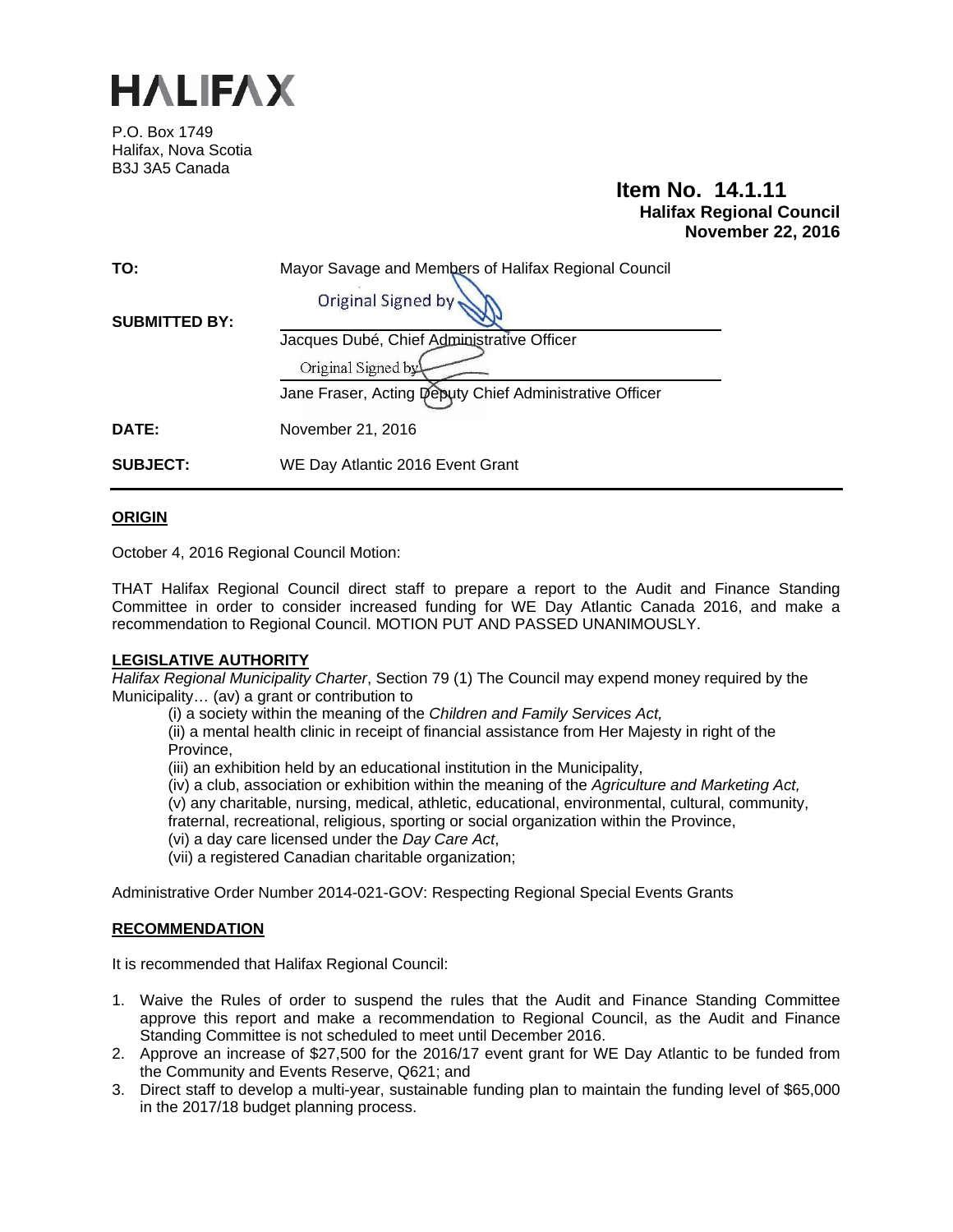# HALIFAX

P.O. Box 1749
Halifax, Nova Scotia
B3J 3A5 Canada

**Item No. 14.1.11**
**Halifax Regional Council**
**November 22, 2016**

**TO:** Mayor Savage and Members of Halifax Regional Council

**SUBMITTED BY:**
Original Signed by
Jacques Dubé, Chief Administrative Officer

Original Signed by
Jane Fraser, Acting Deputy Chief Administrative Officer

**DATE:** November 21, 2016

**SUBJECT:** WE Day Atlantic 2016 Event Grant

---

## ORIGIN

October 4, 2016 Regional Council Motion:

THAT Halifax Regional Council direct staff to prepare a report to the Audit and Finance Standing Committee in order to consider increased funding for WE Day Atlantic Canada 2016, and make a recommendation to Regional Council. MOTION PUT AND PASSED UNANIMOUSLY.

## LEGISLATIVE AUTHORITY

*Halifax Regional Municipality Charter*, Section 79 (1) The Council may expend money required by the Municipality… (av) a grant or contribution to

(i) a society within the meaning of the *Children and Family Services Act,*
(ii) a mental health clinic in receipt of financial assistance from Her Majesty in right of the Province,
(iii) an exhibition held by an educational institution in the Municipality,
(iv) a club, association or exhibition within the meaning of the *Agriculture and Marketing Act,*
(v) any charitable, nursing, medical, athletic, educational, environmental, cultural, community, fraternal, recreational, religious, sporting or social organization within the Province,
(vi) a day care licensed under the *Day Care Act*,
(vii) a registered Canadian charitable organization;

Administrative Order Number 2014-021-GOV: Respecting Regional Special Events Grants

## RECOMMENDATION

It is recommended that Halifax Regional Council:

1. Waive the Rules of order to suspend the rules that the Audit and Finance Standing Committee approve this report and make a recommendation to Regional Council, as the Audit and Finance Standing Committee is not scheduled to meet until December 2016.
2. Approve an increase of $27,500 for the 2016/17 event grant for WE Day Atlantic to be funded from the Community and Events Reserve, Q621; and
3. Direct staff to develop a multi-year, sustainable funding plan to maintain the funding level of $65,000 in the 2017/18 budget planning process.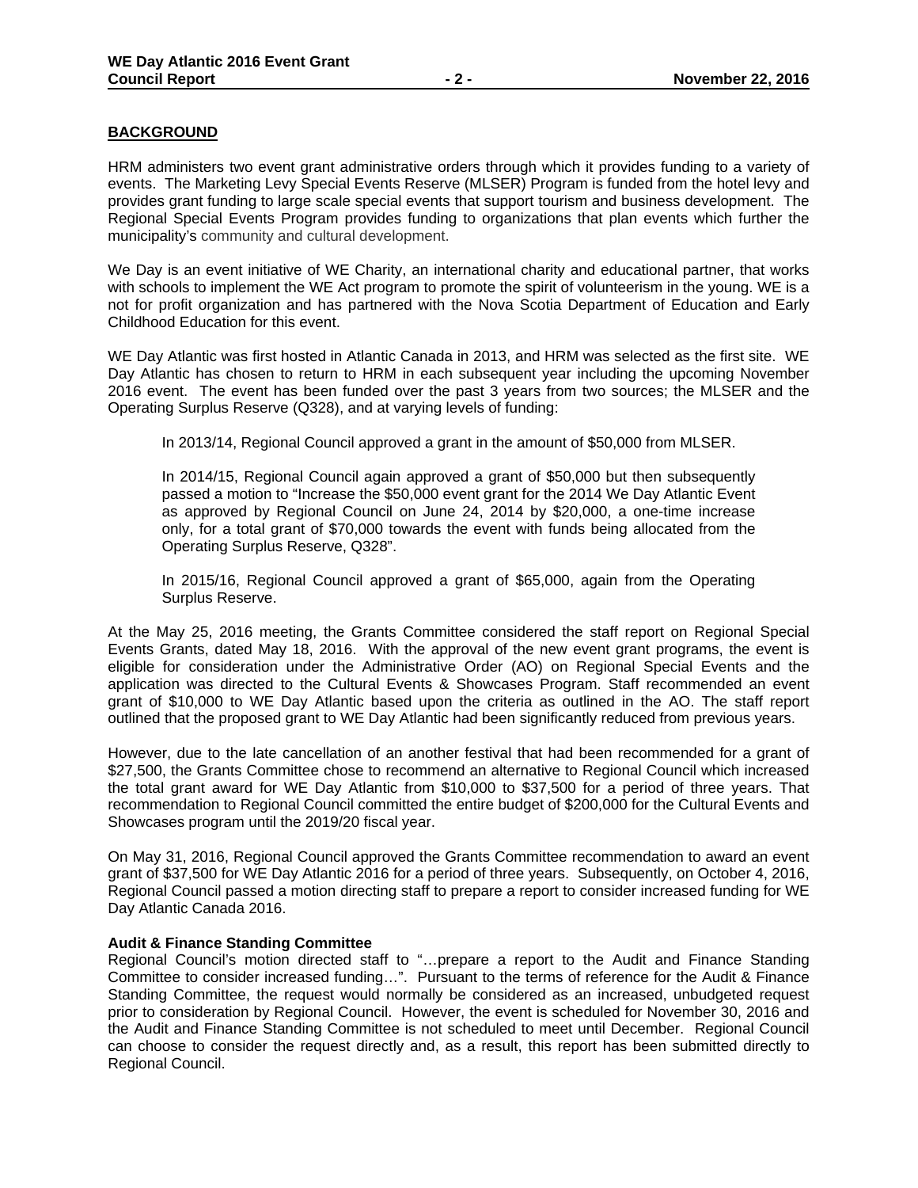## BACKGROUND

HRM administers two event grant administrative orders through which it provides funding to a variety of events. The Marketing Levy Special Events Reserve (MLSER) Program is funded from the hotel levy and provides grant funding to large scale special events that support tourism and business development. The Regional Special Events Program provides funding to organizations that plan events which further the municipality's community and cultural development.

We Day is an event initiative of WE Charity, an international charity and educational partner, that works with schools to implement the WE Act program to promote the spirit of volunteerism in the young. WE is a not for profit organization and has partnered with the Nova Scotia Department of Education and Early Childhood Education for this event.

WE Day Atlantic was first hosted in Atlantic Canada in 2013, and HRM was selected as the first site. WE Day Atlantic has chosen to return to HRM in each subsequent year including the upcoming November 2016 event. The event has been funded over the past 3 years from two sources; the MLSER and the Operating Surplus Reserve (Q328), and at varying levels of funding:

> In 2013/14, Regional Council approved a grant in the amount of $50,000 from MLSER.
>
> In 2014/15, Regional Council again approved a grant of $50,000 but then subsequently passed a motion to "Increase the $50,000 event grant for the 2014 We Day Atlantic Event as approved by Regional Council on June 24, 2014 by $20,000, a one-time increase only, for a total grant of $70,000 towards the event with funds being allocated from the Operating Surplus Reserve, Q328".
>
> In 2015/16, Regional Council approved a grant of $65,000, again from the Operating Surplus Reserve.

At the May 25, 2016 meeting, the Grants Committee considered the staff report on Regional Special Events Grants, dated May 18, 2016. With the approval of the new event grant programs, the event is eligible for consideration under the Administrative Order (AO) on Regional Special Events and the application was directed to the Cultural Events & Showcases Program. Staff recommended an event grant of $10,000 to WE Day Atlantic based upon the criteria as outlined in the AO. The staff report outlined that the proposed grant to WE Day Atlantic had been significantly reduced from previous years.

However, due to the late cancellation of an another festival that had been recommended for a grant of $27,500, the Grants Committee chose to recommend an alternative to Regional Council which increased the total grant award for WE Day Atlantic from $10,000 to $37,500 for a period of three years. That recommendation to Regional Council committed the entire budget of $200,000 for the Cultural Events and Showcases program until the 2019/20 fiscal year.

On May 31, 2016, Regional Council approved the Grants Committee recommendation to award an event grant of $37,500 for WE Day Atlantic 2016 for a period of three years. Subsequently, on October 4, 2016, Regional Council passed a motion directing staff to prepare a report to consider increased funding for WE Day Atlantic Canada 2016.

### Audit & Finance Standing Committee

Regional Council's motion directed staff to "…prepare a report to the Audit and Finance Standing Committee to consider increased funding…". Pursuant to the terms of reference for the Audit & Finance Standing Committee, the request would normally be considered as an increased, unbudgeted request prior to consideration by Regional Council. However, the event is scheduled for November 30, 2016 and the Audit and Finance Standing Committee is not scheduled to meet until December. Regional Council can choose to consider the request directly and, as a result, this report has been submitted directly to Regional Council.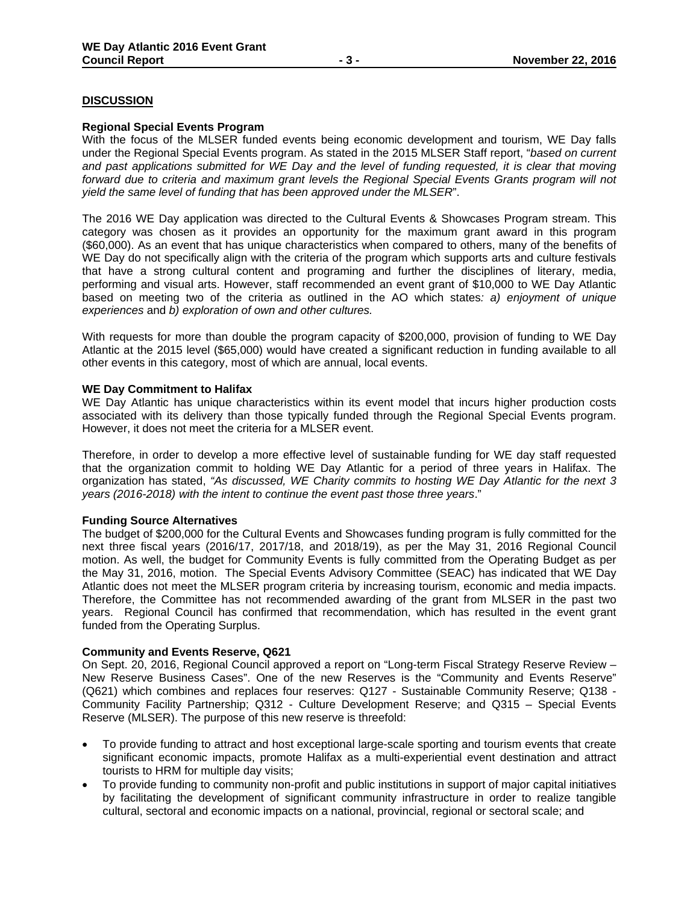## DISCUSSION

### Regional Special Events Program

With the focus of the MLSER funded events being economic development and tourism, WE Day falls under the Regional Special Events program. As stated in the 2015 MLSER Staff report, "*based on current and past applications submitted for WE Day and the level of funding requested, it is clear that moving forward due to criteria and maximum grant levels the Regional Special Events Grants program will not yield the same level of funding that has been approved under the MLSER*".

The 2016 WE Day application was directed to the Cultural Events & Showcases Program stream. This category was chosen as it provides an opportunity for the maximum grant award in this program ($60,000). As an event that has unique characteristics when compared to others, many of the benefits of WE Day do not specifically align with the criteria of the program which supports arts and culture festivals that have a strong cultural content and programing and further the disciplines of literary, media, performing and visual arts. However, staff recommended an event grant of $10,000 to WE Day Atlantic based on meeting two of the criteria as outlined in the AO which states*: a) enjoyment of unique experiences* and *b) exploration of own and other cultures.*

With requests for more than double the program capacity of $200,000, provision of funding to WE Day Atlantic at the 2015 level ($65,000) would have created a significant reduction in funding available to all other events in this category, most of which are annual, local events.

### WE Day Commitment to Halifax

WE Day Atlantic has unique characteristics within its event model that incurs higher production costs associated with its delivery than those typically funded through the Regional Special Events program. However, it does not meet the criteria for a MLSER event.

Therefore, in order to develop a more effective level of sustainable funding for WE day staff requested that the organization commit to holding WE Day Atlantic for a period of three years in Halifax. The organization has stated, *"As discussed, WE Charity commits to hosting WE Day Atlantic for the next 3 years (2016-2018) with the intent to continue the event past those three years*."

### Funding Source Alternatives

The budget of $200,000 for the Cultural Events and Showcases funding program is fully committed for the next three fiscal years (2016/17, 2017/18, and 2018/19), as per the May 31, 2016 Regional Council motion. As well, the budget for Community Events is fully committed from the Operating Budget as per the May 31, 2016, motion. The Special Events Advisory Committee (SEAC) has indicated that WE Day Atlantic does not meet the MLSER program criteria by increasing tourism, economic and media impacts. Therefore, the Committee has not recommended awarding of the grant from MLSER in the past two years. Regional Council has confirmed that recommendation, which has resulted in the event grant funded from the Operating Surplus.

### Community and Events Reserve, Q621

On Sept. 20, 2016, Regional Council approved a report on "Long-term Fiscal Strategy Reserve Review – New Reserve Business Cases". One of the new Reserves is the "Community and Events Reserve" (Q621) which combines and replaces four reserves: Q127 - Sustainable Community Reserve; Q138 - Community Facility Partnership; Q312 - Culture Development Reserve; and Q315 – Special Events Reserve (MLSER). The purpose of this new reserve is threefold:

- To provide funding to attract and host exceptional large-scale sporting and tourism events that create significant economic impacts, promote Halifax as a multi-experiential event destination and attract tourists to HRM for multiple day visits;
- To provide funding to community non-profit and public institutions in support of major capital initiatives by facilitating the development of significant community infrastructure in order to realize tangible cultural, sectoral and economic impacts on a national, provincial, regional or sectoral scale; and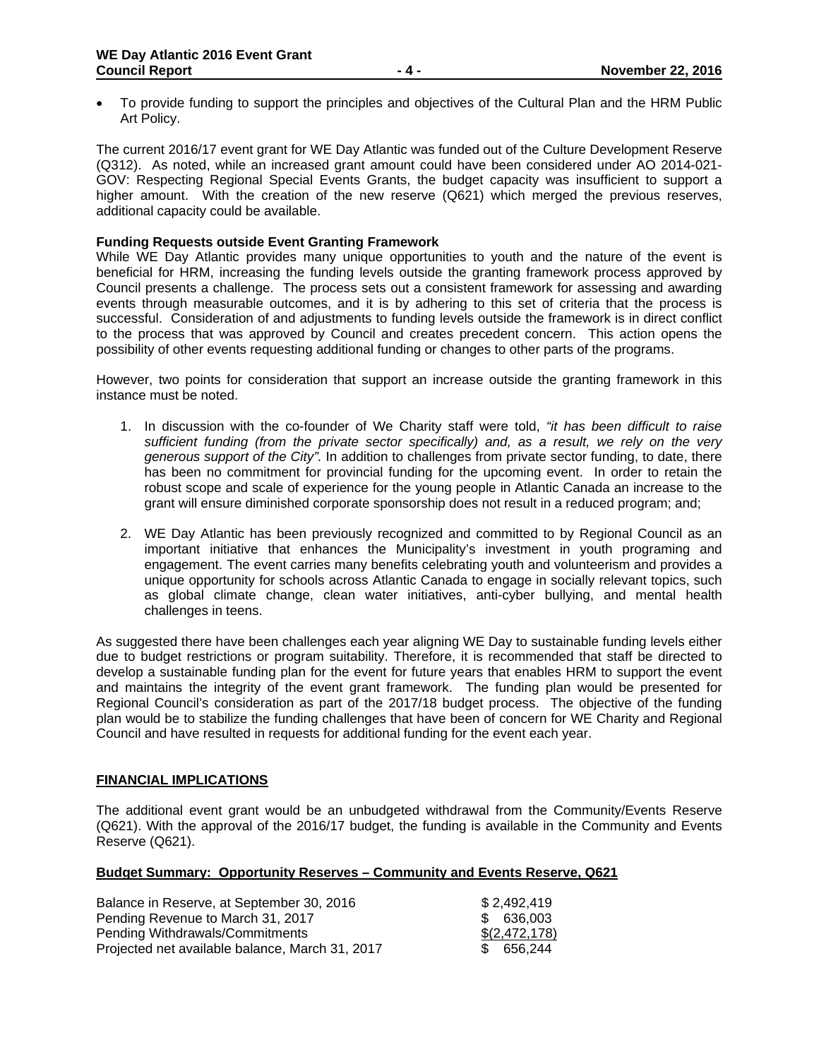- To provide funding to support the principles and objectives of the Cultural Plan and the HRM Public Art Policy.

The current 2016/17 event grant for WE Day Atlantic was funded out of the Culture Development Reserve (Q312). As noted, while an increased grant amount could have been considered under AO 2014-021-GOV: Respecting Regional Special Events Grants, the budget capacity was insufficient to support a higher amount. With the creation of the new reserve (Q621) which merged the previous reserves, additional capacity could be available.

**Funding Requests outside Event Granting Framework**

While WE Day Atlantic provides many unique opportunities to youth and the nature of the event is beneficial for HRM, increasing the funding levels outside the granting framework process approved by Council presents a challenge. The process sets out a consistent framework for assessing and awarding events through measurable outcomes, and it is by adhering to this set of criteria that the process is successful. Consideration of and adjustments to funding levels outside the framework is in direct conflict to the process that was approved by Council and creates precedent concern. This action opens the possibility of other events requesting additional funding or changes to other parts of the programs.

However, two points for consideration that support an increase outside the granting framework in this instance must be noted.

1. In discussion with the co-founder of We Charity staff were told, *"it has been difficult to raise sufficient funding (from the private sector specifically) and, as a result, we rely on the very generous support of the City".* In addition to challenges from private sector funding, to date, there has been no commitment for provincial funding for the upcoming event. In order to retain the robust scope and scale of experience for the young people in Atlantic Canada an increase to the grant will ensure diminished corporate sponsorship does not result in a reduced program; and;

2. WE Day Atlantic has been previously recognized and committed to by Regional Council as an important initiative that enhances the Municipality's investment in youth programing and engagement. The event carries many benefits celebrating youth and volunteerism and provides a unique opportunity for schools across Atlantic Canada to engage in socially relevant topics, such as global climate change, clean water initiatives, anti-cyber bullying, and mental health challenges in teens.

As suggested there have been challenges each year aligning WE Day to sustainable funding levels either due to budget restrictions or program suitability. Therefore, it is recommended that staff be directed to develop a sustainable funding plan for the event for future years that enables HRM to support the event and maintains the integrity of the event grant framework. The funding plan would be presented for Regional Council's consideration as part of the 2017/18 budget process. The objective of the funding plan would be to stabilize the funding challenges that have been of concern for WE Charity and Regional Council and have resulted in requests for additional funding for the event each year.

## FINANCIAL IMPLICATIONS

The additional event grant would be an unbudgeted withdrawal from the Community/Events Reserve (Q621). With the approval of the 2016/17 budget, the funding is available in the Community and Events Reserve (Q621).

**Budget Summary: Opportunity Reserves – Community and Events Reserve, Q621**

| | |
|---|---|
| Balance in Reserve, at September 30, 2016 | $ 2,492,419 |
| Pending Revenue to March 31, 2017 | $ 636,003 |
| Pending Withdrawals/Commitments | $(2,472,178) |
| Projected net available balance, March 31, 2017 | $ 656,244 |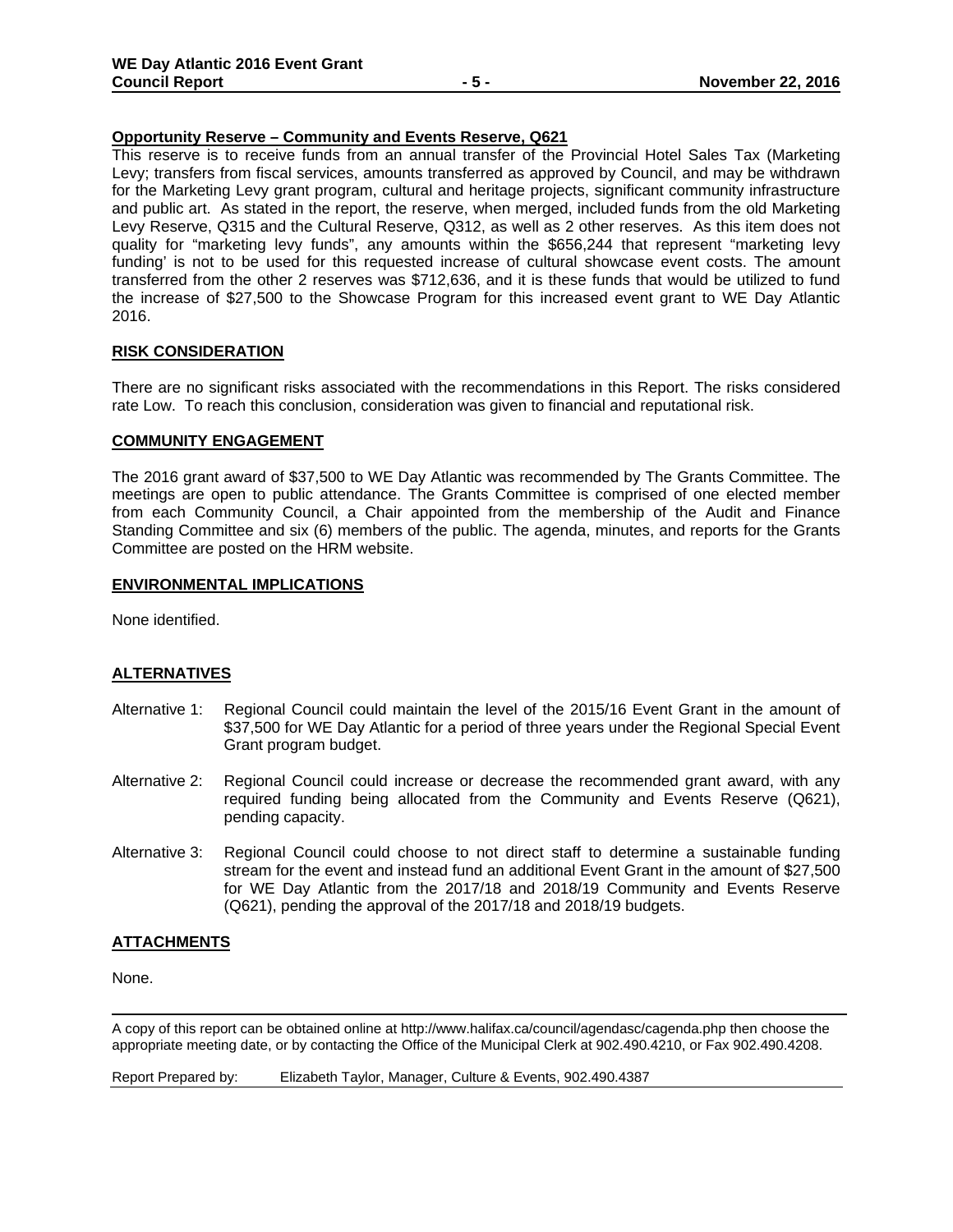**Opportunity Reserve – Community and Events Reserve, Q621**

This reserve is to receive funds from an annual transfer of the Provincial Hotel Sales Tax (Marketing Levy; transfers from fiscal services, amounts transferred as approved by Council, and may be withdrawn for the Marketing Levy grant program, cultural and heritage projects, significant community infrastructure and public art. As stated in the report, the reserve, when merged, included funds from the old Marketing Levy Reserve, Q315 and the Cultural Reserve, Q312, as well as 2 other reserves. As this item does not quality for "marketing levy funds", any amounts within the $656,244 that represent "marketing levy funding' is not to be used for this requested increase of cultural showcase event costs. The amount transferred from the other 2 reserves was $712,636, and it is these funds that would be utilized to fund the increase of $27,500 to the Showcase Program for this increased event grant to WE Day Atlantic 2016.

## RISK CONSIDERATION

There are no significant risks associated with the recommendations in this Report. The risks considered rate Low. To reach this conclusion, consideration was given to financial and reputational risk.

## COMMUNITY ENGAGEMENT

The 2016 grant award of $37,500 to WE Day Atlantic was recommended by The Grants Committee. The meetings are open to public attendance. The Grants Committee is comprised of one elected member from each Community Council, a Chair appointed from the membership of the Audit and Finance Standing Committee and six (6) members of the public. The agenda, minutes, and reports for the Grants Committee are posted on the HRM website.

## ENVIRONMENTAL IMPLICATIONS

None identified.

## ALTERNATIVES

Alternative 1: Regional Council could maintain the level of the 2015/16 Event Grant in the amount of $37,500 for WE Day Atlantic for a period of three years under the Regional Special Event Grant program budget.

Alternative 2: Regional Council could increase or decrease the recommended grant award, with any required funding being allocated from the Community and Events Reserve (Q621), pending capacity.

Alternative 3: Regional Council could choose to not direct staff to determine a sustainable funding stream for the event and instead fund an additional Event Grant in the amount of $27,500 for WE Day Atlantic from the 2017/18 and 2018/19 Community and Events Reserve (Q621), pending the approval of the 2017/18 and 2018/19 budgets.

## ATTACHMENTS

None.

---

A copy of this report can be obtained online at http://www.halifax.ca/council/agendasc/cagenda.php then choose the appropriate meeting date, or by contacting the Office of the Municipal Clerk at 902.490.4210, or Fax 902.490.4208.

Report Prepared by: Elizabeth Taylor, Manager, Culture & Events, 902.490.4387